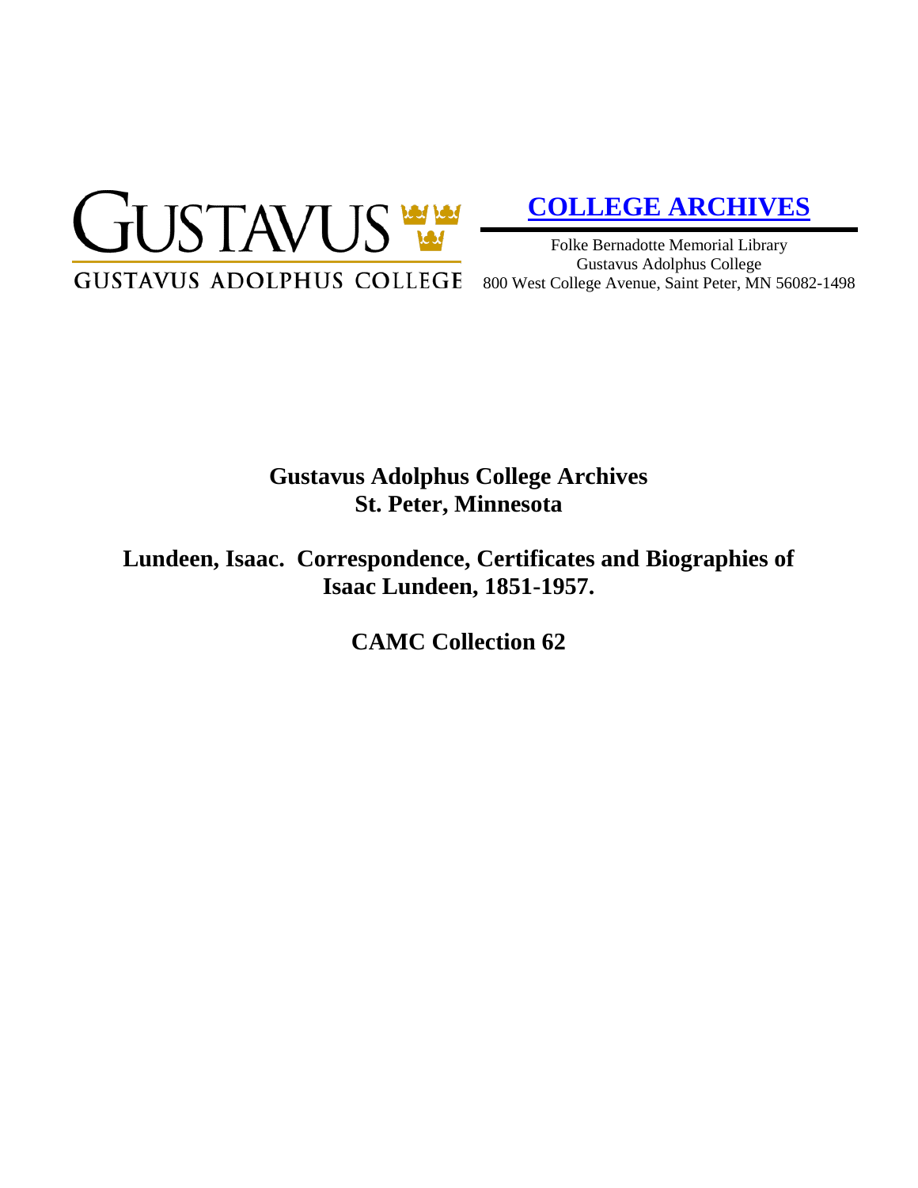GUSTAVUS

GUSTAVUS ADOLPHUS COLLEGE

**COLLEGE ARCHIVES**

Folke Bernadotte Memorial Library
Gustavus Adolphus College
800 West College Avenue, Saint Peter, MN 56082-1498

# Gustavus Adolphus College Archives
# St. Peter, Minnesota

## Lundeen, Isaac. Correspondence, Certificates and Biographies of Isaac Lundeen, 1851-1957.

## CAMC Collection 62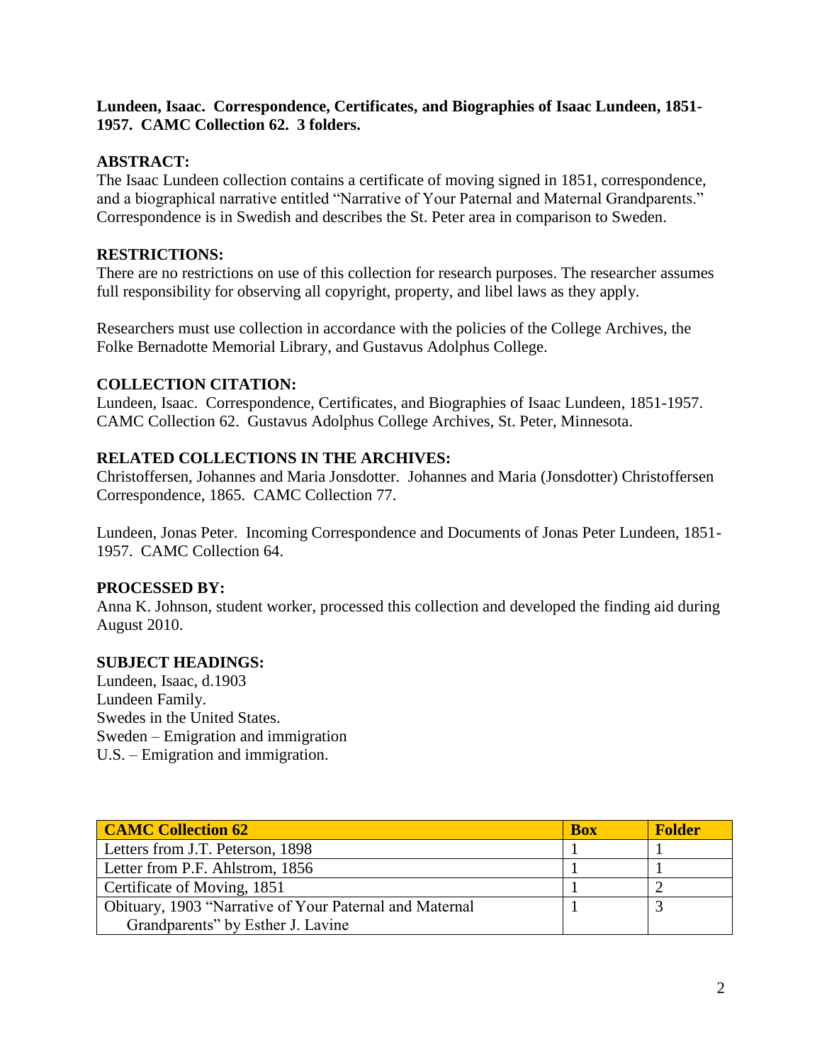**Lundeen, Isaac. Correspondence, Certificates, and Biographies of Isaac Lundeen, 1851-1957. CAMC Collection 62. 3 folders.**

## ABSTRACT:

The Isaac Lundeen collection contains a certificate of moving signed in 1851, correspondence, and a biographical narrative entitled "Narrative of Your Paternal and Maternal Grandparents." Correspondence is in Swedish and describes the St. Peter area in comparison to Sweden.

## RESTRICTIONS:

There are no restrictions on use of this collection for research purposes. The researcher assumes full responsibility for observing all copyright, property, and libel laws as they apply.

Researchers must use collection in accordance with the policies of the College Archives, the Folke Bernadotte Memorial Library, and Gustavus Adolphus College.

## COLLECTION CITATION:

Lundeen, Isaac. Correspondence, Certificates, and Biographies of Isaac Lundeen, 1851-1957. CAMC Collection 62. Gustavus Adolphus College Archives, St. Peter, Minnesota.

## RELATED COLLECTIONS IN THE ARCHIVES:

Christoffersen, Johannes and Maria Jonsdotter. Johannes and Maria (Jonsdotter) Christoffersen Correspondence, 1865. CAMC Collection 77.

Lundeen, Jonas Peter. Incoming Correspondence and Documents of Jonas Peter Lundeen, 1851-1957. CAMC Collection 64.

## PROCESSED BY:

Anna K. Johnson, student worker, processed this collection and developed the finding aid during August 2010.

## SUBJECT HEADINGS:

Lundeen, Isaac, d.1903
Lundeen Family.
Swedes in the United States.
Sweden – Emigration and immigration
U.S. – Emigration and immigration.

| CAMC Collection 62 | Box | Folder |
|---|---|---|
| Letters from J.T. Peterson, 1898 | 1 | 1 |
| Letter from P.F. Ahlstrom, 1856 | 1 | 1 |
| Certificate of Moving, 1851 | 1 | 2 |
| Obituary, 1903 "Narrative of Your Paternal and Maternal Grandparents" by Esther J. Lavine | 1 | 3 |